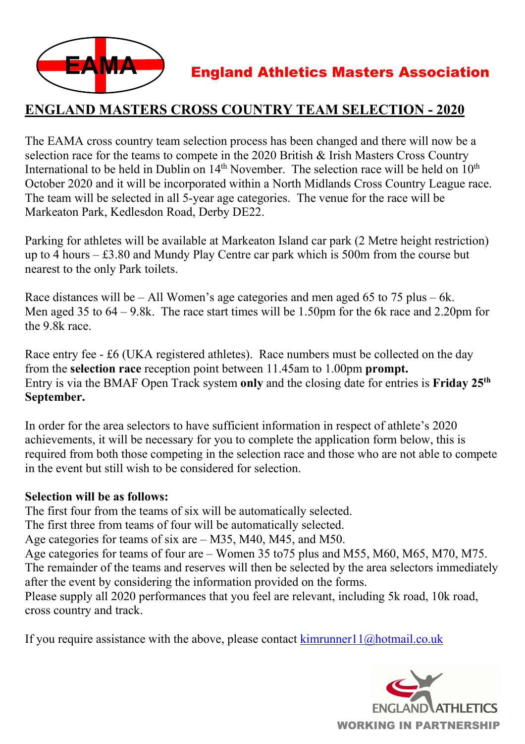EAMA

**England Athletics Masters Association**

# ENGLAND MASTERS CROSS COUNTRY TEAM SELECTION - 2020

The EAMA cross country team selection process has been changed and there will now be a selection race for the teams to compete in the 2020 British & Irish Masters Cross Country International to be held in Dublin on 14th November. The selection race will be held on 10th October 2020 and it will be incorporated within a North Midlands Cross Country League race. The team will be selected in all 5-year age categories. The venue for the race will be Markeaton Park, Kedlesdon Road, Derby DE22.

Parking for athletes will be available at Markeaton Island car park (2 Metre height restriction) up to 4 hours – £3.80 and Mundy Play Centre car park which is 500m from the course but nearest to the only Park toilets.

Race distances will be – All Women's age categories and men aged 65 to 75 plus – 6k.
Men aged 35 to 64 – 9.8k. The race start times will be 1.50pm for the 6k race and 2.20pm for the 9.8k race.

Race entry fee - £6 (UKA registered athletes). Race numbers must be collected on the day from the **selection race** reception point between 11.45am to 1.00pm **prompt.**
Entry is via the BMAF Open Track system **only** and the closing date for entries is **Friday 25th September.**

In order for the area selectors to have sufficient information in respect of athlete's 2020 achievements, it will be necessary for you to complete the application form below, this is required from both those competing in the selection race and those who are not able to compete in the event but still wish to be considered for selection.

**Selection will be as follows:**
The first four from the teams of six will be automatically selected.
The first three from teams of four will be automatically selected.
Age categories for teams of six are – M35, M40, M45, and M50.
Age categories for teams of four are – Women 35 to75 plus and M55, M60, M65, M70, M75.
The remainder of the teams and reserves will then be selected by the area selectors immediately after the event by considering the information provided on the forms.
Please supply all 2020 performances that you feel are relevant, including 5k road, 10k road, cross country and track.

If you require assistance with the above, please contact kimrunner11@hotmail.co.uk

ENGLAND ATHLETICS
WORKING IN PARTNERSHIP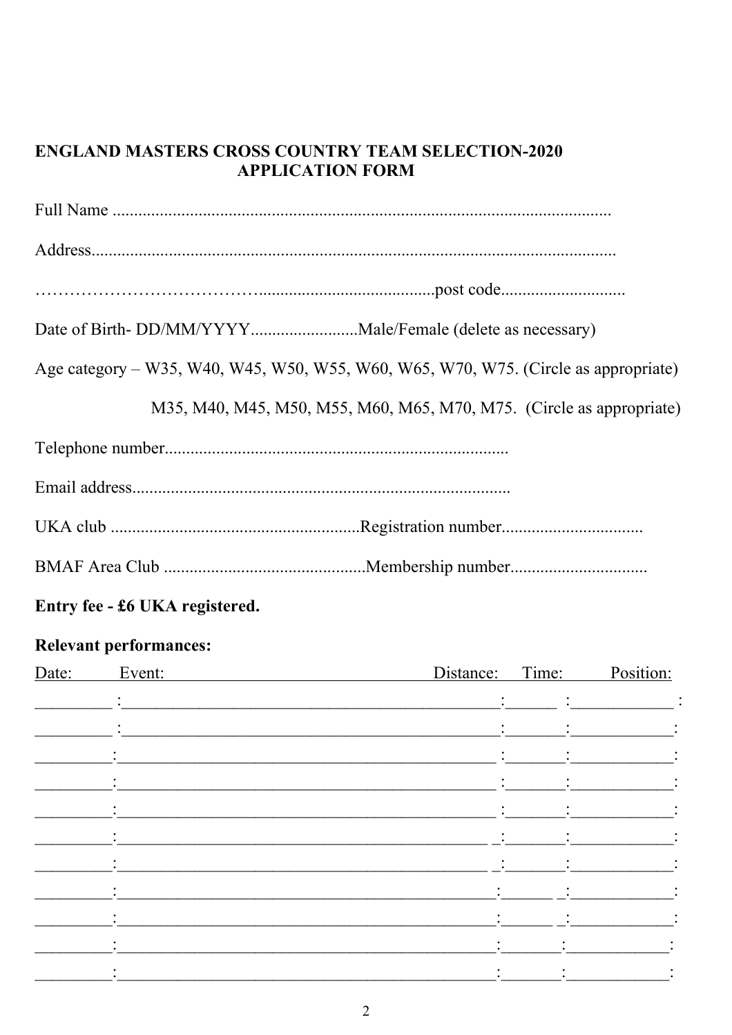**ENGLAND MASTERS CROSS COUNTRY TEAM SELECTION-2020**
**APPLICATION FORM**

Full Name ...................................................................................................................

Address........................................................................................................................

………………………………….......................................post code............................

Date of Birth- DD/MM/YYYY.........................Male/Female (delete as necessary)

Age category – W35, W40, W45, W50, W55, W60, W65, W70, W75. (Circle as appropriate)

M35, M40, M45, M50, M55, M60, M65, M70, M75. (Circle as appropriate)

Telephone number...............................................................................

Email address.......................................................................................

UKA club .........................................................Registration number.................................

BMAF Area Club ..............................................Membership number................................

**Entry fee - £6 UKA registered.**

**Relevant performances:**

| Date: | Event: | Distance: | Time: | Position: |
|---|---|---|---|---|
| | | | | |
| | | | | |
| | | | | |
| | | | | |
| | | | | |
| | | | | |
| | | | | |
| | | | | |
| | | | | |
| | | | | |
| | | | | |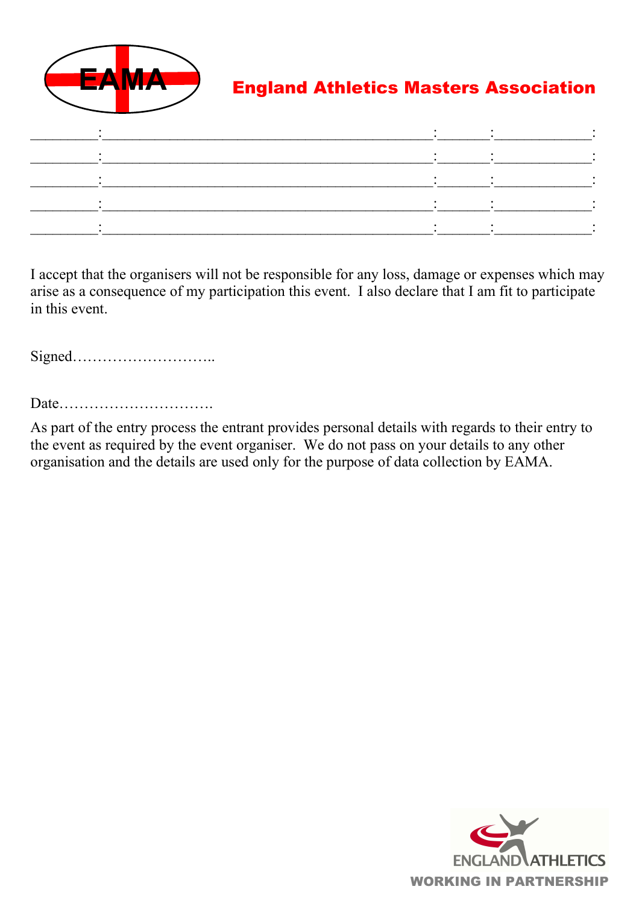# England Athletics Masters Association

| | | | |
|---|---|---|---|
| | | | |
| | | | |
| | | | |
| | | | |
| | | | |

I accept that the organisers will not be responsible for any loss, damage or expenses which may arise as a consequence of my participation this event. I also declare that I am fit to participate in this event.

Signed………………………..

Date………………………….

As part of the entry process the entrant provides personal details with regards to their entry to the event as required by the event organiser. We do not pass on your details to any other organisation and the details are used only for the purpose of data collection by EAMA.

ENGLAND ATHLETICS
WORKING IN PARTNERSHIP